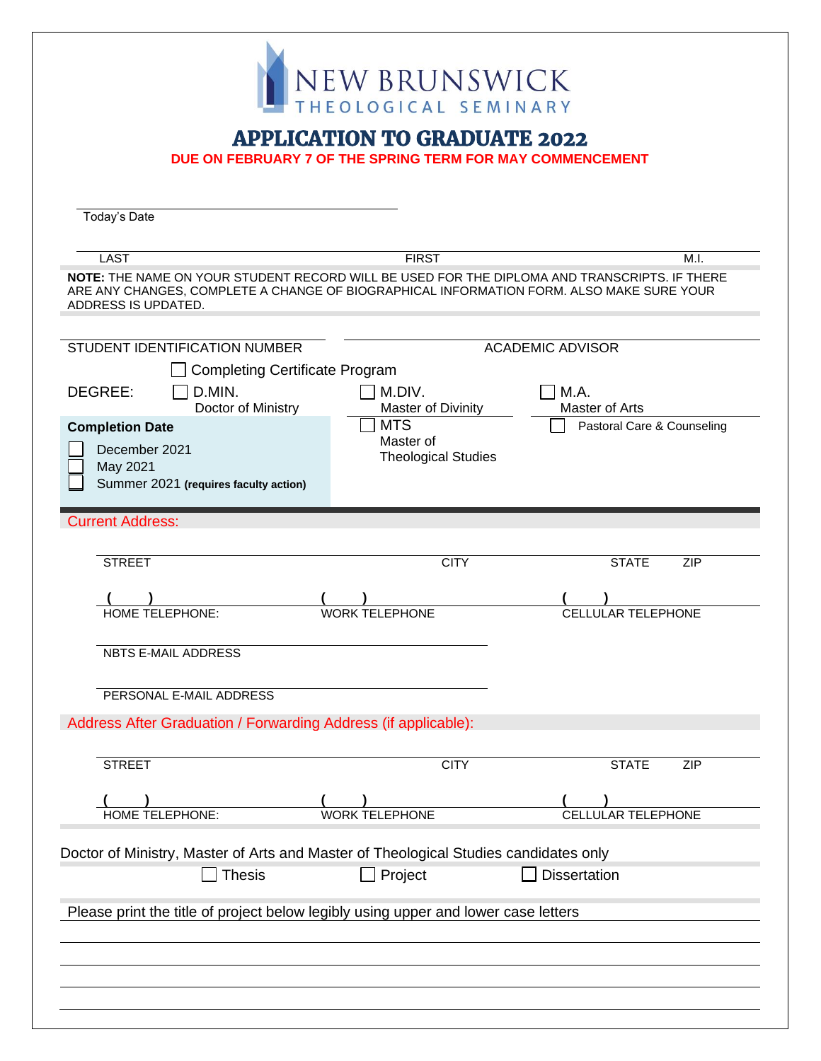NEW BRUNSWICK
THEOLOGICAL SEMINARY

# APPLICATION TO GRADUATE 2022

**DUE ON FEBRUARY 7 OF THE SPRING TERM FOR MAY COMMENCEMENT**

Today's Date ______________________

LAST ______________________ FIRST ______________________ M.I. ______

**NOTE:** THE NAME ON YOUR STUDENT RECORD WILL BE USED FOR THE DIPLOMA AND TRANSCRIPTS. IF THERE ARE ANY CHANGES, COMPLETE A CHANGE OF BIOGRAPHICAL INFORMATION FORM. ALSO MAKE SURE YOUR ADDRESS IS UPDATED.

STUDENT IDENTIFICATION NUMBER ______________________ ACADEMIC ADVISOR ______________________

☐ Completing Certificate Program

DEGREE:

- ☐ D.MIN. Doctor of Ministry
- ☐ M.DIV. Master of Divinity
- ☐ M.A. Master of Arts
- ☐ MTS Master of Theological Studies
- ☐ Pastoral Care & Counseling

**Completion Date**

- ☐ December 2021
- ☐ May 2021
- ☐ Summer 2021 **(requires faculty action)**

## Current Address:

STREET ______________________ CITY ______________________ STATE ______ ZIP ______

( ) HOME TELEPHONE: ______________ ( ) WORK TELEPHONE ______________ ( ) CELLULAR TELEPHONE ______________

NBTS E-MAIL ADDRESS ______________________

PERSONAL E-MAIL ADDRESS ______________________

## Address After Graduation / Forwarding Address (if applicable):

STREET ______________________ CITY ______________________ STATE ______ ZIP ______

( ) HOME TELEPHONE: ______________ ( ) WORK TELEPHONE ______________ ( ) CELLULAR TELEPHONE ______________

Doctor of Ministry, Master of Arts and Master of Theological Studies candidates only

☐ Thesis ☐ Project ☐ Dissertation

Please print the title of project below legibly using upper and lower case letters

______________________________________________

______________________________________________

______________________________________________

______________________________________________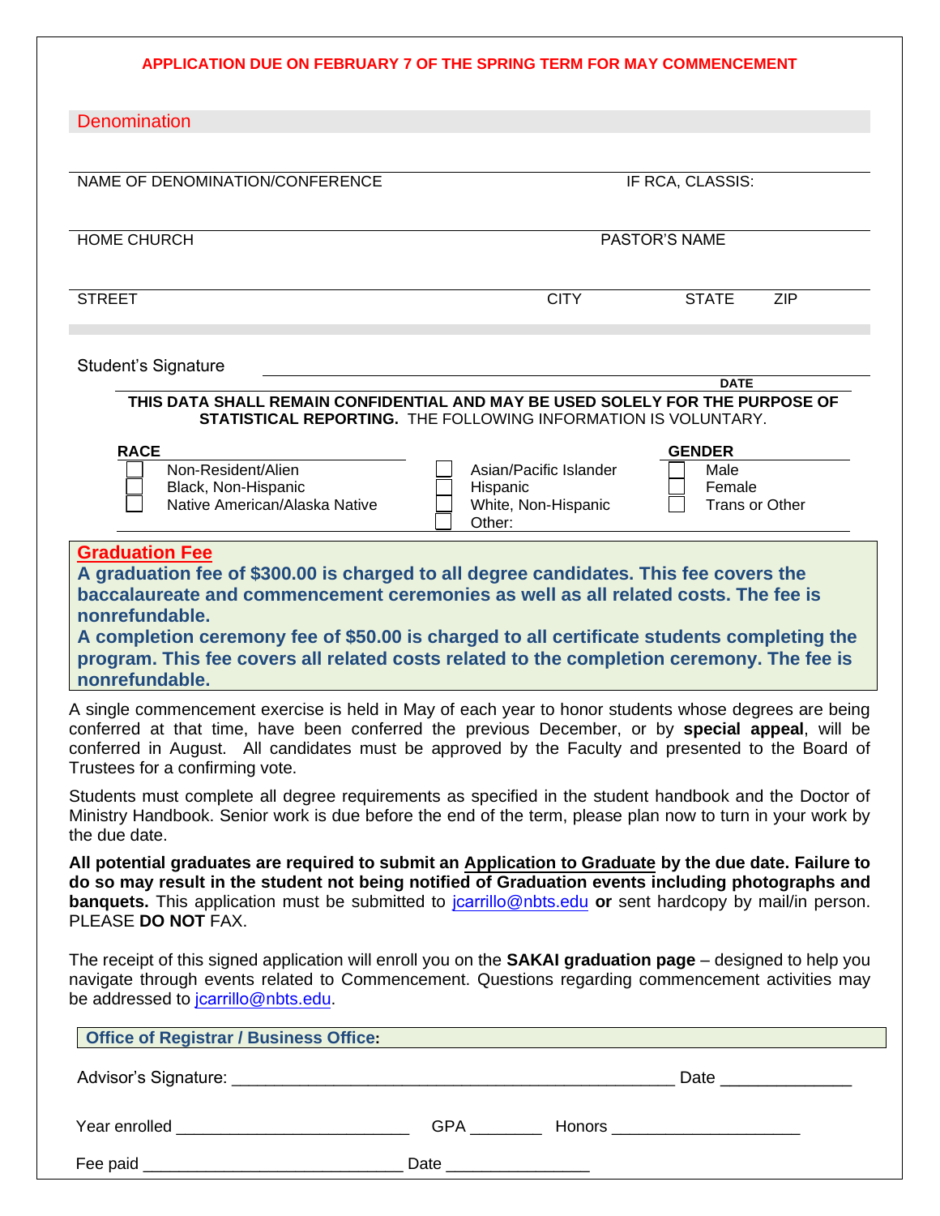**APPLICATION DUE ON FEBRUARY 7 OF THE SPRING TERM FOR MAY COMMENCEMENT**

## Denomination

NAME OF DENOMINATION/CONFERENCE IF RCA, CLASSIS:

HOME CHURCH PASTOR'S NAME

STREET CITY STATE ZIP

Student's Signature ______________________________________________

DATE

**THIS DATA SHALL REMAIN CONFIDENTIAL AND MAY BE USED SOLELY FOR THE PURPOSE OF STATISTICAL REPORTING.** THE FOLLOWING INFORMATION IS VOLUNTARY.

**RACE**

- ☐ Non-Resident/Alien
- ☐ Black, Non-Hispanic
- ☐ Native American/Alaska Native
- ☐ Asian/Pacific Islander
- ☐ Hispanic
- ☐ White, Non-Hispanic
- ☐ Other:

**GENDER**

- ☐ Male
- ☐ Female
- ☐ Trans or Other

## Graduation Fee

**A graduation fee of $300.00 is charged to all degree candidates. This fee covers the baccalaureate and commencement ceremonies as well as all related costs. The fee is nonrefundable.**

**A completion ceremony fee of $50.00 is charged to all certificate students completing the program. This fee covers all related costs related to the completion ceremony. The fee is nonrefundable.**

A single commencement exercise is held in May of each year to honor students whose degrees are being conferred at that time, have been conferred the previous December, or by **special appeal**, will be conferred in August. All candidates must be approved by the Faculty and presented to the Board of Trustees for a confirming vote.

Students must complete all degree requirements as specified in the student handbook and the Doctor of Ministry Handbook. Senior work is due before the end of the term, please plan now to turn in your work by the due date.

**All potential graduates are required to submit an Application to Graduate by the due date. Failure to do so may result in the student not being notified of Graduation events including photographs and banquets.** This application must be submitted to jcarrillo@nbts.edu **or** sent hardcopy by mail/in person. PLEASE **DO NOT** FAX.

The receipt of this signed application will enroll you on the **SAKAI graduation page** – designed to help you navigate through events related to Commencement. Questions regarding commencement activities may be addressed to jcarrillo@nbts.edu.

**Office of Registrar / Business Office:**

Advisor's Signature: ______________________________________________ Date ______________

Year enrolled _________________________ GPA ________ Honors _____________________

Fee paid ____________________________ Date ________________